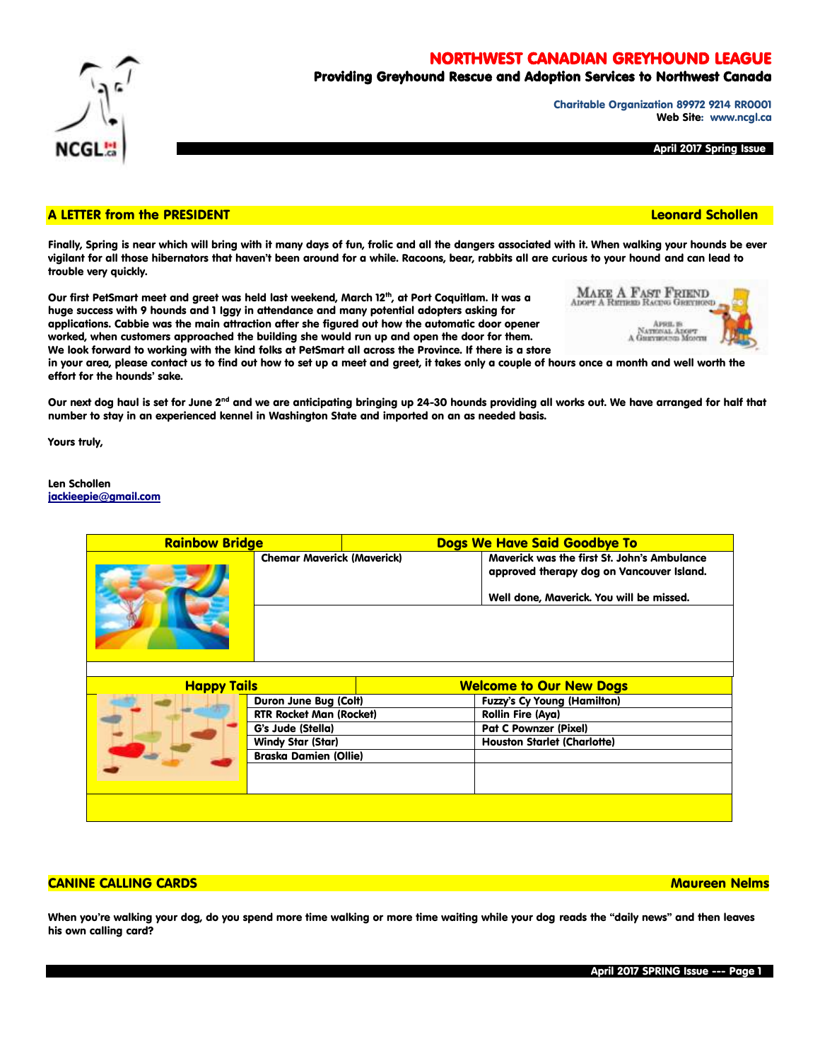# NORTHWEST CANADIAN GREYHOUND LEAGUE

**Providing Greyhound Rescue and Adoption Services to Northwest Canada**

Charitable Organization 89972 9214 RR0001
Web Site: www.ncgl.ca

**April 2017 Spring Issue**

## A LETTER from the PRESIDENT — Leonard Schollen

**Finally, Spring is near which will bring with it many days of fun, frolic and all the dangers associated with it. When walking your hounds be ever vigilant for all those hibernators that haven't been around for a while. Racoons, bear, rabbits all are curious to your hound and can lead to trouble very quickly.**

**Our first PetSmart meet and greet was held last weekend, March 12th, at Port Coquitlam. It was a huge success with 9 hounds and 1 Iggy in attendance and many potential adopters asking for applications. Cabbie was the main attraction after she figured out how the automatic door opener worked, when customers approached the building she would run up and open the door for them. We look forward to working with the kind folks at PetSmart all across the Province. If there is a store in your area, please contact us to find out how to set up a meet and greet, it takes only a couple of hours once a month and well worth the effort for the hounds' sake.**

**Our next dog haul is set for June 2nd and we are anticipating bringing up 24-30 hounds providing all works out. We have arranged for half that number to stay in an experienced kennel in Washington State and imported on an as needed basis.**

**Yours truly,**

**Len Schollen**
jackieepie@gmail.com

| Rainbow Bridge | Dogs We Have Said Goodbye To | |
|---|---|---|
| | Chemar Maverick (Maverick) | Maverick was the first St. John's Ambulance approved therapy dog on Vancouver Island. Well done, Maverick. You will be missed. |

| Happy Tails | Welcome to Our New Dogs | |
|---|---|---|
| | Duron June Bug (Colt) | Fuzzy's Cy Young (Hamilton) |
| | RTR Rocket Man (Rocket) | Rollin Fire (Aya) |
| | G's Jude (Stella) | Pat C Pownzer (Pixel) |
| | Windy Star (Star) | Houston Starlet (Charlotte) |
| | Braska Damien (Ollie) | |

## CANINE CALLING CARDS — Maureen Nelms

**When you're walking your dog, do you spend more time walking or more time waiting while your dog reads the "daily news" and then leaves his own calling card?**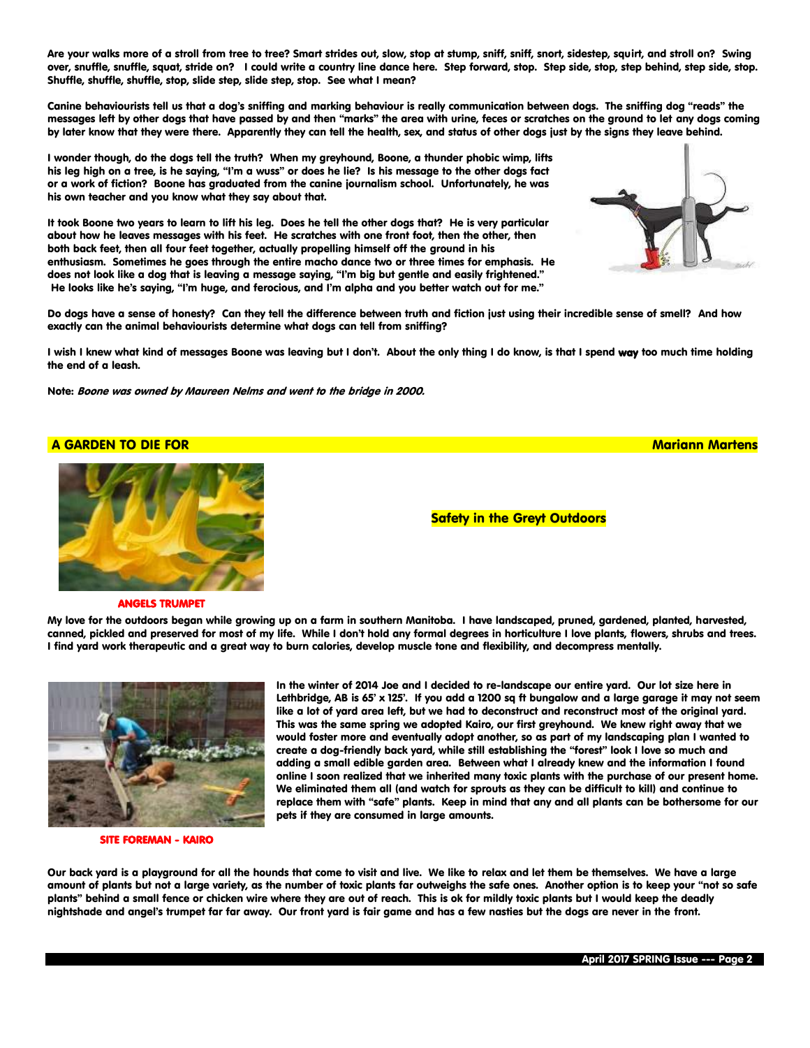**Are your walks more of a stroll from tree to tree? Smart strides out, slow, stop at stump, sniff, sniff, snort, sidestep, squirt, and stroll on? Swing over, snuffle, snuffle, squat, stride on? I could write a country line dance here. Step forward, stop. Step side, stop, step behind, step side, stop. Shuffle, shuffle, shuffle, stop, slide step, slide step, stop. See what I mean?**

**Canine behaviourists tell us that a dog's sniffing and marking behaviour is really communication between dogs. The sniffing dog "reads" the messages left by other dogs that have passed by and then "marks" the area with urine, feces or scratches on the ground to let any dogs coming by later know that they were there. Apparently they can tell the health, sex, and status of other dogs just by the signs they leave behind.**

**I wonder though, do the dogs tell the truth? When my greyhound, Boone, a thunder phobic wimp, lifts his leg high on a tree, is he saying, "I'm a wuss" or does he lie? Is his message to the other dogs fact or a work of fiction? Boone has graduated from the canine journalism school. Unfortunately, he was his own teacher and you know what they say about that.**

**It took Boone two years to learn to lift his leg. Does he tell the other dogs that? He is very particular about how he leaves messages with his feet. He scratches with one front foot, then the other, then both back feet, then all four feet together, actually propelling himself off the ground in his enthusiasm. Sometimes he goes through the entire macho dance two or three times for emphasis. He does not look like a dog that is leaving a message saying, "I'm big but gentle and easily frightened." He looks like he's saying, "I'm huge, and ferocious, and I'm alpha and you better watch out for me."**

**Do dogs have a sense of honesty? Can they tell the difference between truth and fiction just using their incredible sense of smell? And how exactly can the animal behaviourists determine what dogs can tell from sniffing?**

**I wish I knew what kind of messages Boone was leaving but I don't. About the only thing I do know, is that I spend way too much time holding the end of a leash.**

**Note:** ***Boone was owned by Maureen Nelms and went to the bridge in 2000.***

## A GARDEN TO DIE FOR — Mariann Martens

### Safety in the Greyt Outdoors

**ANGELS TRUMPET**

**My love for the outdoors began while growing up on a farm in southern Manitoba. I have landscaped, pruned, gardened, planted, harvested, canned, pickled and preserved for most of my life. While I don't hold any formal degrees in horticulture I love plants, flowers, shrubs and trees. I find yard work therapeutic and a great way to burn calories, develop muscle tone and flexibility, and decompress mentally.**

**SITE FOREMAN - KAIRO**

**In the winter of 2014 Joe and I decided to re-landscape our entire yard. Our lot size here in Lethbridge, AB is 65' x 125'. If you add a 1200 sq ft bungalow and a large garage it may not seem like a lot of yard area left, but we had to deconstruct and reconstruct most of the original yard. This was the same spring we adopted Kairo, our first greyhound. We knew right away that we would foster more and eventually adopt another, so as part of my landscaping plan I wanted to create a dog-friendly back yard, while still establishing the "forest" look I love so much and adding a small edible garden area. Between what I already knew and the information I found online I soon realized that we inherited many toxic plants with the purchase of our present home. We eliminated them all (and watch for sprouts as they can be difficult to kill) and continue to replace them with "safe" plants. Keep in mind that any and all plants can be bothersome for our pets if they are consumed in large amounts.**

**Our back yard is a playground for all the hounds that come to visit and live. We like to relax and let them be themselves. We have a large amount of plants but not a large variety, as the number of toxic plants far outweighs the safe ones. Another option is to keep your "not so safe plants" behind a small fence or chicken wire where they are out of reach. This is ok for mildly toxic plants but I would keep the deadly nightshade and angel's trumpet far far away. Our front yard is fair game and has a few nasties but the dogs are never in the front.**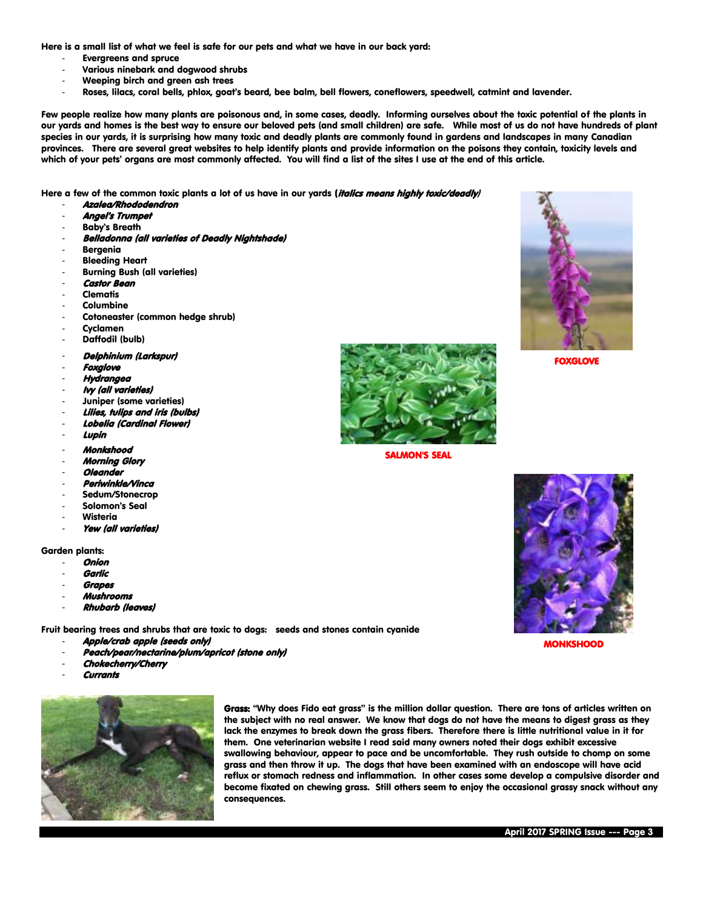**Here is a small list of what we feel is safe for our pets and what we have in our back yard:**

- **Evergreens and spruce**
- **Various ninebark and dogwood shrubs**
- **Weeping birch and green ash trees**
- **Roses, lilacs, coral bells, phlox, goat's beard, bee balm, bell flowers, coneflowers, speedwell, catmint and lavender.**

**Few people realize how many plants are poisonous and, in some cases, deadly. Informing ourselves about the toxic potential of the plants in our yards and homes is the best way to ensure our beloved pets (and small children) are safe. While most of us do not have hundreds of plant species in our yards, it is surprising how many toxic and deadly plants are commonly found in gardens and landscapes in many Canadian provinces. There are several great websites to help identify plants and provide information on the poisons they contain, toxicity levels and which of your pets' organs are most commonly affected. You will find a list of the sites I use at the end of this article.**

**Here a few of the common toxic plants a lot of us have in our yards (*italics means highly toxic/deadly*)**

- ***Azalea/Rhododendron***
- ***Angel's Trumpet***
- **Baby's Breath**
- ***Belladonna (all varieties of Deadly Nightshade)***
- **Bergenia**
- **Bleeding Heart**
- **Burning Bush (all varieties)**
- ***Castor Bean***
- **Clematis**
- **Columbine**
- **Cotoneaster (common hedge shrub)**
- **Cyclamen**
- **Daffodil (bulb)**
- ***Delphinium (Larkspur)***
- ***Foxglove***
- ***Hydrangea***
- ***Ivy (all varieties)***
- **Juniper (some varieties)**
- ***Lilies, tulips and iris (bulbs)***
- ***Lobelia (Cardinal Flower)***
- ***Lupin***
- ***Monkshood***
- ***Morning Glory***
- ***Oleander***
- ***Periwinkle/Vinca***
- **Sedum/Stonecrop**
- **Solomon's Seal**
- **Wisteria**
- ***Yew (all varieties)***

FOXGLOVE

SALMON'S SEAL

MONKSHOOD

**Garden plants:**

- ***Onion***
- ***Garlic***
- ***Grapes***
- ***Mushrooms***
- ***Rhubarb (leaves)***

**Fruit bearing trees and shrubs that are toxic to dogs: seeds and stones contain cyanide**

- ***Apple/crab apple (seeds only)***
- ***Peach/pear/nectarine/plum/apricot (stone only)***
- ***Chokecherry/Cherry***
- ***Currants***

**Grass: "Why does Fido eat grass" is the million dollar question. There are tons of articles written on the subject with no real answer. We know that dogs do not have the means to digest grass as they lack the enzymes to break down the grass fibers. Therefore there is little nutritional value in it for them. One veterinarian website I read said many owners noted their dogs exhibit excessive swallowing behaviour, appear to pace and be uncomfortable. They rush outside to chomp on some grass and then throw it up. The dogs that have been examined with an endoscope will have acid reflux or stomach redness and inflammation. In other cases some develop a compulsive disorder and become fixated on chewing grass. Still others seem to enjoy the occasional grassy snack without any consequences.**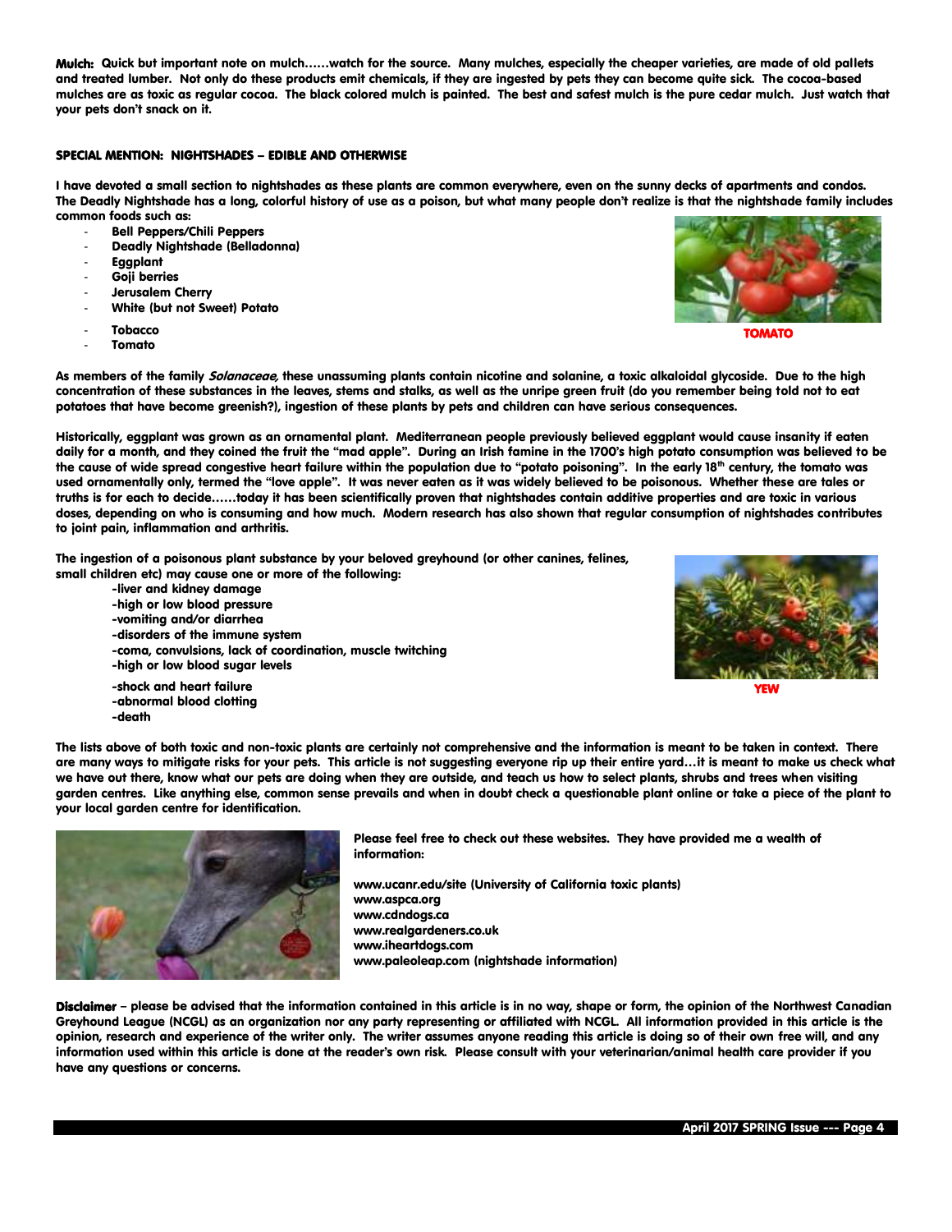**Mulch:** Quick but important note on mulch……watch for the source. Many mulches, especially the cheaper varieties, are made of old pallets and treated lumber. Not only do these products emit chemicals, if they are ingested by pets they can become quite sick. The cocoa-based mulches are as toxic as regular cocoa. The black colored mulch is painted. The best and safest mulch is the pure cedar mulch. Just watch that your pets don't snack on it.

## SPECIAL MENTION: NIGHTSHADES – EDIBLE AND OTHERWISE

I have devoted a small section to nightshades as these plants are common everywhere, even on the sunny decks of apartments and condos. The Deadly Nightshade has a long, colorful history of use as a poison, but what many people don't realize is that the nightshade family includes common foods such as:

- Bell Peppers/Chili Peppers
- Deadly Nightshade (Belladonna)
- Eggplant
- Goji berries
- Jerusalem Cherry
- White (but not Sweet) Potato
- Tobacco
- Tomato

TOMATO

As members of the family *Solanaceae*, these unassuming plants contain nicotine and solanine, a toxic alkaloidal glycoside. Due to the high concentration of these substances in the leaves, stems and stalks, as well as the unripe green fruit (do you remember being told not to eat potatoes that have become greenish?), ingestion of these plants by pets and children can have serious consequences.

Historically, eggplant was grown as an ornamental plant. Mediterranean people previously believed eggplant would cause insanity if eaten daily for a month, and they coined the fruit the "mad apple". During an Irish famine in the 1700's high potato consumption was believed to be the cause of wide spread congestive heart failure within the population due to "potato poisoning". In the early 18th century, the tomato was used ornamentally only, termed the "love apple". It was never eaten as it was widely believed to be poisonous. Whether these are tales or truths is for each to decide……today it has been scientifically proven that nightshades contain additive properties and are toxic in various doses, depending on who is consuming and how much. Modern research has also shown that regular consumption of nightshades contributes to joint pain, inflammation and arthritis.

The ingestion of a poisonous plant substance by your beloved greyhound (or other canines, felines, small children etc) may cause one or more of the following:

-liver and kidney damage
-high or low blood pressure
-vomiting and/or diarrhea
-disorders of the immune system
-coma, convulsions, lack of coordination, muscle twitching
-high or low blood sugar levels
-shock and heart failure
-abnormal blood clotting
-death

YEW

The lists above of both toxic and non-toxic plants are certainly not comprehensive and the information is meant to be taken in context. There are many ways to mitigate risks for your pets. This article is not suggesting everyone rip up their entire yard…it is meant to make us check what we have out there, know what our pets are doing when they are outside, and teach us how to select plants, shrubs and trees when visiting garden centres. Like anything else, common sense prevails and when in doubt check a questionable plant online or take a piece of the plant to your local garden centre for identification.

Please feel free to check out these websites. They have provided me a wealth of information:

www.ucanr.edu/site (University of California toxic plants)
www.aspca.org
www.cdndogs.ca
www.realgardeners.co.uk
www.iheartdogs.com
www.paleoleap.com (nightshade information)

**Disclaimer** – please be advised that the information contained in this article is in no way, shape or form, the opinion of the Northwest Canadian Greyhound League (NCGL) as an organization nor any party representing or affiliated with NCGL. All information provided in this article is the opinion, research and experience of the writer only. The writer assumes anyone reading this article is doing so of their own free will, and any information used within this article is done at the reader's own risk. Please consult with your veterinarian/animal health care provider if you have any questions or concerns.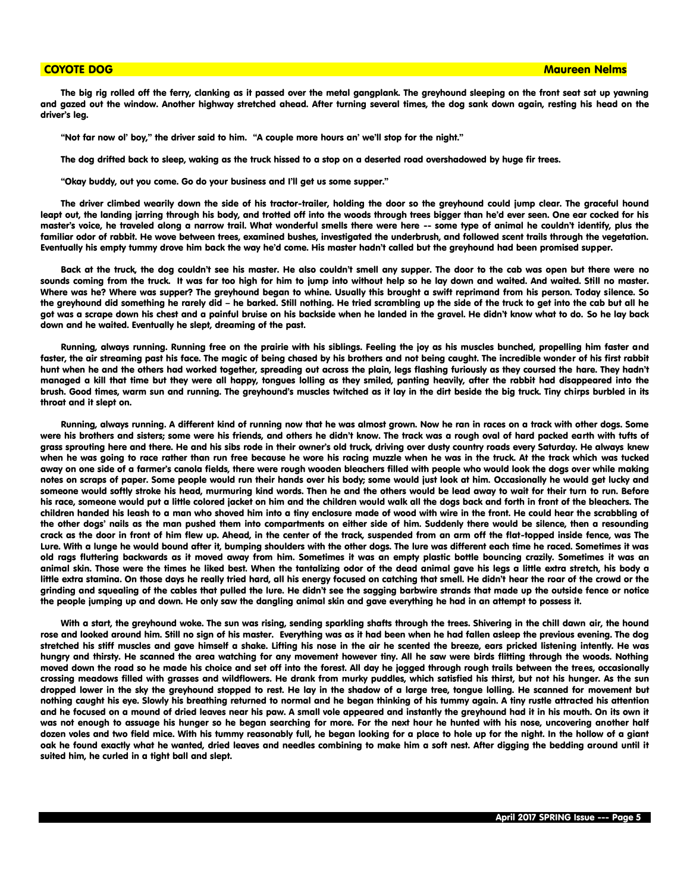**COYOTE DOG** **Maureen Nelms**

The big rig rolled off the ferry, clanking as it passed over the metal gangplank. The greyhound sleeping on the front seat sat up yawning and gazed out the window. Another highway stretched ahead. After turning several times, the dog sank down again, resting his head on the driver's leg.

"Not far now ol' boy," the driver said to him. "A couple more hours an' we'll stop for the night."

The dog drifted back to sleep, waking as the truck hissed to a stop on a deserted road overshadowed by huge fir trees.

"Okay buddy, out you come. Go do your business and I'll get us some supper."

The driver climbed wearily down the side of his tractor-trailer, holding the door so the greyhound could jump clear. The graceful hound leapt out, the landing jarring through his body, and trotted off into the woods through trees bigger than he'd ever seen. One ear cocked for his master's voice, he traveled along a narrow trail. What wonderful smells there were here -- some type of animal he couldn't identify, plus the familiar odor of rabbit. He wove between trees, examined bushes, investigated the underbrush, and followed scent trails through the vegetation. Eventually his empty tummy drove him back the way he'd come. His master hadn't called but the greyhound had been promised supper.

Back at the truck, the dog couldn't see his master. He also couldn't smell any supper. The door to the cab was open but there were no sounds coming from the truck. It was far too high for him to jump into without help so he lay down and waited. And waited. Still no master. Where was he? Where was supper? The greyhound began to whine. Usually this brought a swift reprimand from his person. Today silence. So the greyhound did something he rarely did – he barked. Still nothing. He tried scrambling up the side of the truck to get into the cab but all he got was a scrape down his chest and a painful bruise on his backside when he landed in the gravel. He didn't know what to do. So he lay back down and he waited. Eventually he slept, dreaming of the past.

Running, always running. Running free on the prairie with his siblings. Feeling the joy as his muscles bunched, propelling him faster and faster, the air streaming past his face. The magic of being chased by his brothers and not being caught. The incredible wonder of his first rabbit hunt when he and the others had worked together, spreading out across the plain, legs flashing furiously as they coursed the hare. They hadn't managed a kill that time but they were all happy, tongues lolling as they smiled, panting heavily, after the rabbit had disappeared into the brush. Good times, warm sun and running. The greyhound's muscles twitched as it lay in the dirt beside the big truck. Tiny chirps burbled in its throat and it slept on.

Running, always running. A different kind of running now that he was almost grown. Now he ran in races on a track with other dogs. Some were his brothers and sisters; some were his friends, and others he didn't know. The track was a rough oval of hard packed earth with tufts of grass sprouting here and there. He and his sibs rode in their owner's old truck, driving over dusty country roads every Saturday. He always knew when he was going to race rather than run free because he wore his racing muzzle when he was in the truck. At the track which was tucked away on one side of a farmer's canola fields, there were rough wooden bleachers filled with people who would look the dogs over while making notes on scraps of paper. Some people would run their hands over his body; some would just look at him. Occasionally he would get lucky and someone would softly stroke his head, murmuring kind words. Then he and the others would be lead away to wait for their turn to run. Before his race, someone would put a little colored jacket on him and the children would walk all the dogs back and forth in front of the bleachers. The children handed his leash to a man who shoved him into a tiny enclosure made of wood with wire in the front. He could hear the scrabbling of the other dogs' nails as the man pushed them into compartments on either side of him. Suddenly there would be silence, then a resounding crack as the door in front of him flew up. Ahead, in the center of the track, suspended from an arm off the flat-topped inside fence, was The Lure. With a lunge he would bound after it, bumping shoulders with the other dogs. The lure was different each time he raced. Sometimes it was old rags fluttering backwards as it moved away from him. Sometimes it was an empty plastic bottle bouncing crazily. Sometimes it was an animal skin. Those were the times he liked best. When the tantalizing odor of the dead animal gave his legs a little extra stretch, his body a little extra stamina. On those days he really tried hard, all his energy focused on catching that smell. He didn't hear the roar of the crowd or the grinding and squealing of the cables that pulled the lure. He didn't see the sagging barbwire strands that made up the outside fence or notice the people jumping up and down. He only saw the dangling animal skin and gave everything he had in an attempt to possess it.

With a start, the greyhound woke. The sun was rising, sending sparkling shafts through the trees. Shivering in the chill dawn air, the hound rose and looked around him. Still no sign of his master. Everything was as it had been when he had fallen asleep the previous evening. The dog stretched his stiff muscles and gave himself a shake. Lifting his nose in the air he scented the breeze, ears pricked listening intently. He was hungry and thirsty. He scanned the area watching for any movement however tiny. All he saw were birds flitting through the woods. Nothing moved down the road so he made his choice and set off into the forest. All day he jogged through rough trails between the trees, occasionally crossing meadows filled with grasses and wildflowers. He drank from murky puddles, which satisfied his thirst, but not his hunger. As the sun dropped lower in the sky the greyhound stopped to rest. He lay in the shadow of a large tree, tongue lolling. He scanned for movement but nothing caught his eye. Slowly his breathing returned to normal and he began thinking of his tummy again. A tiny rustle attracted his attention and he focused on a mound of dried leaves near his paw. A small vole appeared and instantly the greyhound had it in his mouth. On its own it was not enough to assuage his hunger so he began searching for more. For the next hour he hunted with his nose, uncovering another half dozen voles and two field mice. With his tummy reasonably full, he began looking for a place to hole up for the night. In the hollow of a giant oak he found exactly what he wanted, dried leaves and needles combining to make him a soft nest. After digging the bedding around until it suited him, he curled in a tight ball and slept.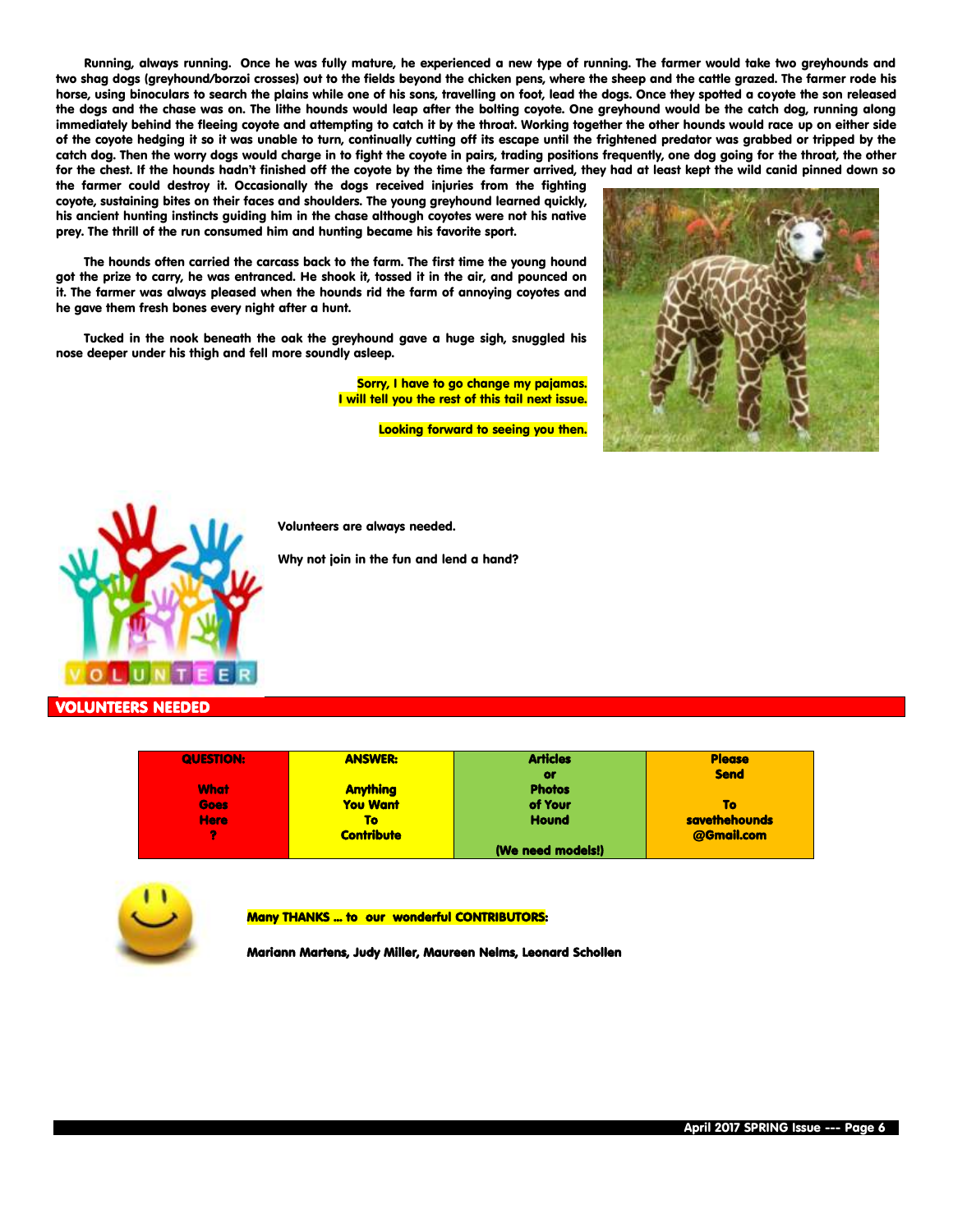Running, always running. Once he was fully mature, he experienced a new type of running. The farmer would take two greyhounds and two shag dogs (greyhound/borzoi crosses) out to the fields beyond the chicken pens, where the sheep and the cattle grazed. The farmer rode his horse, using binoculars to search the plains while one of his sons, travelling on foot, lead the dogs. Once they spotted a coyote the son released the dogs and the chase was on. The lithe hounds would leap after the bolting coyote. One greyhound would be the catch dog, running along immediately behind the fleeing coyote and attempting to catch it by the throat. Working together the other hounds would race up on either side of the coyote hedging it so it was unable to turn, continually cutting off its escape until the frightened predator was grabbed or tripped by the catch dog. Then the worry dogs would charge in to fight the coyote in pairs, trading positions frequently, one dog going for the throat, the other for the chest. If the hounds hadn't finished off the coyote by the time the farmer arrived, they had at least kept the wild canid pinned down so the farmer could destroy it. Occasionally the dogs received injuries from the fighting coyote, sustaining bites on their faces and shoulders. The young greyhound learned quickly, his ancient hunting instincts guiding him in the chase although coyotes were not his native prey. The thrill of the run consumed him and hunting became his favorite sport.

The hounds often carried the carcass back to the farm. The first time the young hound got the prize to carry, he was entranced. He shook it, tossed it in the air, and pounced on it. The farmer was always pleased when the hounds rid the farm of annoying coyotes and he gave them fresh bones every night after a hunt.

Tucked in the nook beneath the oak the greyhound gave a huge sigh, snuggled his nose deeper under his thigh and fell more soundly asleep.

Sorry, I have to go change my pajamas.
I will tell you the rest of this tail next issue.

Looking forward to seeing you then.

Volunteers are always needed.

Why not join in the fun and lend a hand?

## VOLUNTEERS NEEDED

| QUESTION: | ANSWER: | Articles or Photos of Your Hound | Please Send |
|---|---|---|---|
| What Goes Here ? | Anything You Want To Contribute | (We need models!) | To savethehounds @Gmail.com |

**Many THANKS … to our wonderful CONTRIBUTORS:**

**Mariann Martens, Judy Miller, Maureen Nelms, Leonard Schollen**